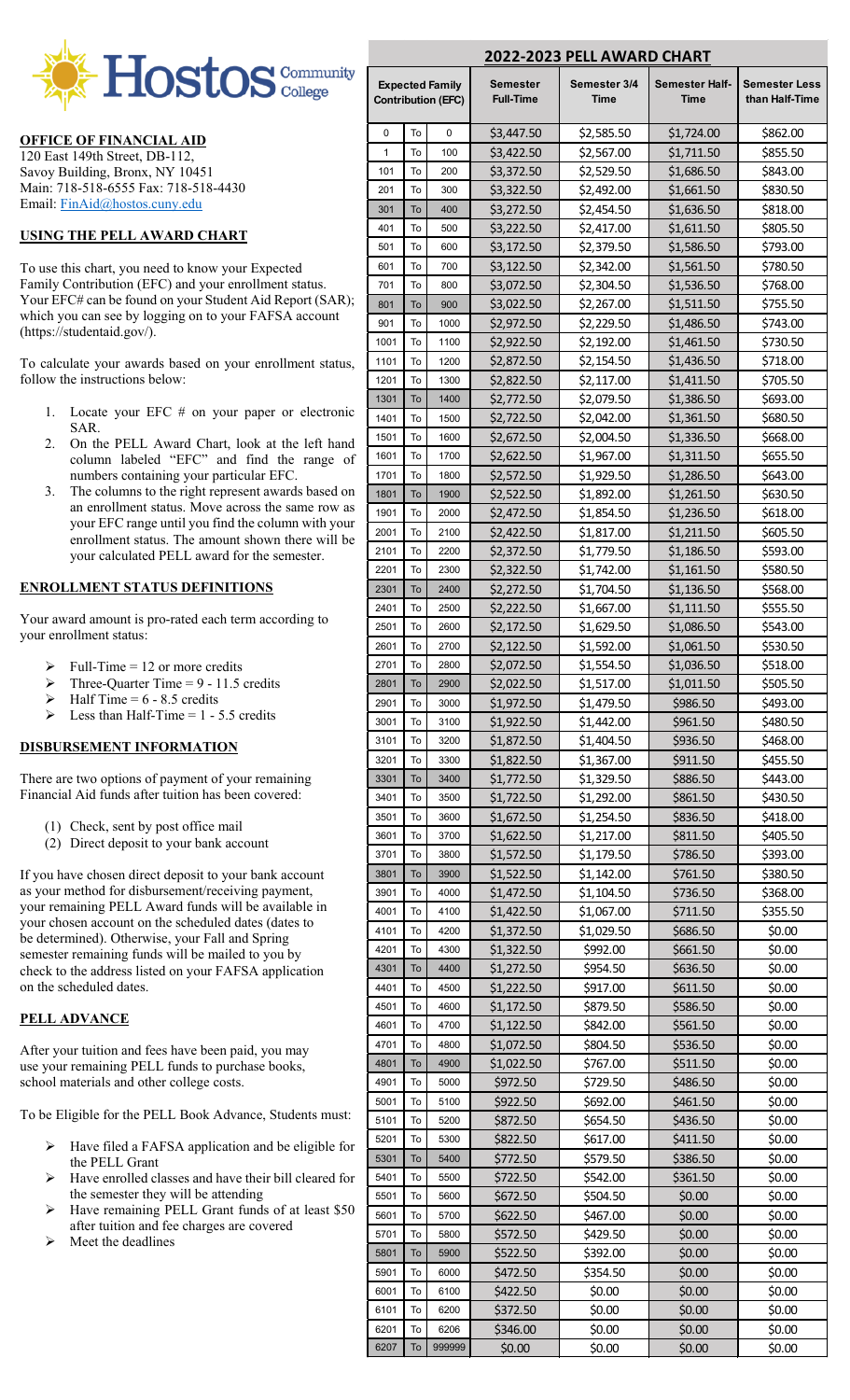# Hostos Community College

**OFFICE OF FINANCIAL AID**
120 East 149th Street, DB-112,
Savoy Building, Bronx, NY 10451
Main: 718-518-6555 Fax: 718-518-4430
Email: FinAid@hostos.cuny.edu

## USING THE PELL AWARD CHART

To use this chart, you need to know your Expected Family Contribution (EFC) and your enrollment status. Your EFC# can be found on your Student Aid Report (SAR); which you can see by logging on to your FAFSA account (https://studentaid.gov/).

To calculate your awards based on your enrollment status, follow the instructions below:

1. Locate your EFC # on your paper or electronic SAR.
2. On the PELL Award Chart, look at the left hand column labeled "EFC" and find the range of numbers containing your particular EFC.
3. The columns to the right represent awards based on an enrollment status. Move across the same row as your EFC range until you find the column with your enrollment status. The amount shown there will be your calculated PELL award for the semester.

## ENROLLMENT STATUS DEFINITIONS

Your award amount is pro-rated each term according to your enrollment status:

- Full-Time = 12 or more credits
- Three-Quarter Time = 9 - 11.5 credits
- Half Time = 6 - 8.5 credits
- Less than Half-Time = 1 - 5.5 credits

## DISBURSEMENT INFORMATION

There are two options of payment of your remaining Financial Aid funds after tuition has been covered:

(1) Check, sent by post office mail
(2) Direct deposit to your bank account

If you have chosen direct deposit to your bank account as your method for disbursement/receiving payment, your remaining PELL Award funds will be available in your chosen account on the scheduled dates (dates to be determined). Otherwise, your Fall and Spring semester remaining funds will be mailed to you by check to the address listed on your FAFSA application on the scheduled dates.

## PELL ADVANCE

After your tuition and fees have been paid, you may use your remaining PELL funds to purchase books, school materials and other college costs.

To be Eligible for the PELL Book Advance, Students must:

- Have filed a FAFSA application and be eligible for the PELL Grant
- Have enrolled classes and have their bill cleared for the semester they will be attending
- Have remaining PELL Grant funds of at least $50 after tuition and fee charges are covered
- Meet the deadlines

## 2022-2023 PELL AWARD CHART

| Expected Family Contribution (EFC) | | | Semester Full-Time | Semester 3/4 Time | Semester Half-Time | Semester Less than Half-Time |
|---|---|---|---|---|---|---|
| 0 | To | 0 | $3,447.50 | $2,585.50 | $1,724.00 | $862.00 |
| 1 | To | 100 | $3,422.50 | $2,567.00 | $1,711.50 | $855.50 |
| 101 | To | 200 | $3,372.50 | $2,529.50 | $1,686.50 | $843.00 |
| 201 | To | 300 | $3,322.50 | $2,492.00 | $1,661.50 | $830.50 |
| 301 | To | 400 | $3,272.50 | $2,454.50 | $1,636.50 | $818.00 |
| 401 | To | 500 | $3,222.50 | $2,417.00 | $1,611.50 | $805.50 |
| 501 | To | 600 | $3,172.50 | $2,379.50 | $1,586.50 | $793.00 |
| 601 | To | 700 | $3,122.50 | $2,342.00 | $1,561.50 | $780.50 |
| 701 | To | 800 | $3,072.50 | $2,304.50 | $1,536.50 | $768.00 |
| 801 | To | 900 | $3,022.50 | $2,267.00 | $1,511.50 | $755.50 |
| 901 | To | 1000 | $2,972.50 | $2,229.50 | $1,486.50 | $743.00 |
| 1001 | To | 1100 | $2,922.50 | $2,192.00 | $1,461.50 | $730.50 |
| 1101 | To | 1200 | $2,872.50 | $2,154.50 | $1,436.50 | $718.00 |
| 1201 | To | 1300 | $2,822.50 | $2,117.00 | $1,411.50 | $705.50 |
| 1301 | To | 1400 | $2,772.50 | $2,079.50 | $1,386.50 | $693.00 |
| 1401 | To | 1500 | $2,722.50 | $2,042.00 | $1,361.50 | $680.50 |
| 1501 | To | 1600 | $2,672.50 | $2,004.50 | $1,336.50 | $668.00 |
| 1601 | To | 1700 | $2,622.50 | $1,967.00 | $1,311.50 | $655.50 |
| 1701 | To | 1800 | $2,572.50 | $1,929.50 | $1,286.50 | $643.00 |
| 1801 | To | 1900 | $2,522.50 | $1,892.00 | $1,261.50 | $630.50 |
| 1901 | To | 2000 | $2,472.50 | $1,854.50 | $1,236.50 | $618.00 |
| 2001 | To | 2100 | $2,422.50 | $1,817.00 | $1,211.50 | $605.50 |
| 2101 | To | 2200 | $2,372.50 | $1,779.50 | $1,186.50 | $593.00 |
| 2201 | To | 2300 | $2,322.50 | $1,742.00 | $1,161.50 | $580.50 |
| 2301 | To | 2400 | $2,272.50 | $1,704.50 | $1,136.50 | $568.00 |
| 2401 | To | 2500 | $2,222.50 | $1,667.00 | $1,111.50 | $555.50 |
| 2501 | To | 2600 | $2,172.50 | $1,629.50 | $1,086.50 | $543.00 |
| 2601 | To | 2700 | $2,122.50 | $1,592.00 | $1,061.50 | $530.50 |
| 2701 | To | 2800 | $2,072.50 | $1,554.50 | $1,036.50 | $518.00 |
| 2801 | To | 2900 | $2,022.50 | $1,517.00 | $1,011.50 | $505.50 |
| 2901 | To | 3000 | $1,972.50 | $1,479.50 | $986.50 | $493.00 |
| 3001 | To | 3100 | $1,922.50 | $1,442.00 | $961.50 | $480.50 |
| 3101 | To | 3200 | $1,872.50 | $1,404.50 | $936.50 | $468.00 |
| 3201 | To | 3300 | $1,822.50 | $1,367.00 | $911.50 | $455.50 |
| 3301 | To | 3400 | $1,772.50 | $1,329.50 | $886.50 | $443.00 |
| 3401 | To | 3500 | $1,722.50 | $1,292.00 | $861.50 | $430.50 |
| 3501 | To | 3600 | $1,672.50 | $1,254.50 | $836.50 | $418.00 |
| 3601 | To | 3700 | $1,622.50 | $1,217.00 | $811.50 | $405.50 |
| 3701 | To | 3800 | $1,572.50 | $1,179.50 | $786.50 | $393.00 |
| 3801 | To | 3900 | $1,522.50 | $1,142.00 | $761.50 | $380.50 |
| 3901 | To | 4000 | $1,472.50 | $1,104.50 | $736.50 | $368.00 |
| 4001 | To | 4100 | $1,422.50 | $1,067.00 | $711.50 | $355.50 |
| 4101 | To | 4200 | $1,372.50 | $1,029.50 | $686.50 | $0.00 |
| 4201 | To | 4300 | $1,322.50 | $992.00 | $661.50 | $0.00 |
| 4301 | To | 4400 | $1,272.50 | $954.50 | $636.50 | $0.00 |
| 4401 | To | 4500 | $1,222.50 | $917.00 | $611.50 | $0.00 |
| 4501 | To | 4600 | $1,172.50 | $879.50 | $586.50 | $0.00 |
| 4601 | To | 4700 | $1,122.50 | $842.00 | $561.50 | $0.00 |
| 4701 | To | 4800 | $1,072.50 | $804.50 | $536.50 | $0.00 |
| 4801 | To | 4900 | $1,022.50 | $767.00 | $511.50 | $0.00 |
| 4901 | To | 5000 | $972.50 | $729.50 | $486.50 | $0.00 |
| 5001 | To | 5100 | $922.50 | $692.00 | $461.50 | $0.00 |
| 5101 | To | 5200 | $872.50 | $654.50 | $436.50 | $0.00 |
| 5201 | To | 5300 | $822.50 | $617.00 | $411.50 | $0.00 |
| 5301 | To | 5400 | $772.50 | $579.50 | $386.50 | $0.00 |
| 5401 | To | 5500 | $722.50 | $542.00 | $361.50 | $0.00 |
| 5501 | To | 5600 | $672.50 | $504.50 | $0.00 | $0.00 |
| 5601 | To | 5700 | $622.50 | $467.00 | $0.00 | $0.00 |
| 5701 | To | 5800 | $572.50 | $429.50 | $0.00 | $0.00 |
| 5801 | To | 5900 | $522.50 | $392.00 | $0.00 | $0.00 |
| 5901 | To | 6000 | $472.50 | $354.50 | $0.00 | $0.00 |
| 6001 | To | 6100 | $422.50 | $0.00 | $0.00 | $0.00 |
| 6101 | To | 6200 | $372.50 | $0.00 | $0.00 | $0.00 |
| 6201 | To | 6206 | $346.00 | $0.00 | $0.00 | $0.00 |
| 6207 | To | 999999 | $0.00 | $0.00 | $0.00 | $0.00 |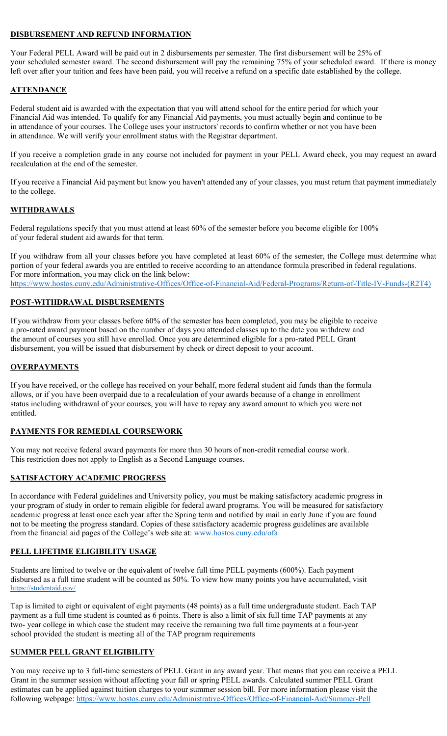## DISBURSEMENT AND REFUND INFORMATION

Your Federal PELL Award will be paid out in 2 disbursements per semester. The first disbursement will be 25% of your scheduled semester award. The second disbursement will pay the remaining 75% of your scheduled award. If there is money left over after your tuition and fees have been paid, you will receive a refund on a specific date established by the college.

## ATTENDANCE

Federal student aid is awarded with the expectation that you will attend school for the entire period for which your Financial Aid was intended. To qualify for any Financial Aid payments, you must actually begin and continue to be in attendance of your courses. The College uses your instructors' records to confirm whether or not you have been in attendance. We will verify your enrollment status with the Registrar department.

If you receive a completion grade in any course not included for payment in your PELL Award check, you may request an award recalculation at the end of the semester.

If you receive a Financial Aid payment but know you haven't attended any of your classes, you must return that payment immediately to the college.

## WITHDRAWALS

Federal regulations specify that you must attend at least 60% of the semester before you become eligible for 100% of your federal student aid awards for that term.

If you withdraw from all your classes before you have completed at least 60% of the semester, the College must determine what portion of your federal awards you are entitled to receive according to an attendance formula prescribed in federal regulations. For more information, you may click on the link below:
https://www.hostos.cuny.edu/Administrative-Offices/Office-of-Financial-Aid/Federal-Programs/Return-of-Title-IV-Funds-(R2T4)

## POST-WITHDRAWAL DISBURSEMENTS

If you withdraw from your classes before 60% of the semester has been completed, you may be eligible to receive a pro-rated award payment based on the number of days you attended classes up to the date you withdrew and the amount of courses you still have enrolled. Once you are determined eligible for a pro-rated PELL Grant disbursement, you will be issued that disbursement by check or direct deposit to your account.

## OVERPAYMENTS

If you have received, or the college has received on your behalf, more federal student aid funds than the formula allows, or if you have been overpaid due to a recalculation of your awards because of a change in enrollment status including withdrawal of your courses, you will have to repay any award amount to which you were not entitled.

## PAYMENTS FOR REMEDIAL COURSEWORK

You may not receive federal award payments for more than 30 hours of non-credit remedial course work. This restriction does not apply to English as a Second Language courses.

## SATISFACTORY ACADEMIC PROGRESS

In accordance with Federal guidelines and University policy, you must be making satisfactory academic progress in your program of study in order to remain eligible for federal award programs. You will be measured for satisfactory academic progress at least once each year after the Spring term and notified by mail in early June if you are found not to be meeting the progress standard. Copies of these satisfactory academic progress guidelines are available from the financial aid pages of the College's web site at: www.hostos.cuny.edu/ofa

## PELL LIFETIME ELIGIBILITY USAGE

Students are limited to twelve or the equivalent of twelve full time PELL payments (600%). Each payment disbursed as a full time student will be counted as 50%. To view how many points you have accumulated, visit https://studentaid.gov/

Tap is limited to eight or equivalent of eight payments (48 points) as a full time undergraduate student. Each TAP payment as a full time student is counted as 6 points. There is also a limit of six full time TAP payments at any two- year college in which case the student may receive the remaining two full time payments at a four-year school provided the student is meeting all of the TAP program requirements

## SUMMER PELL GRANT ELIGIBILITY

You may receive up to 3 full-time semesters of PELL Grant in any award year. That means that you can receive a PELL Grant in the summer session without affecting your fall or spring PELL awards. Calculated summer PELL Grant estimates can be applied against tuition charges to your summer session bill. For more information please visit the following webpage: https://www.hostos.cuny.edu/Administrative-Offices/Office-of-Financial-Aid/Summer-Pell